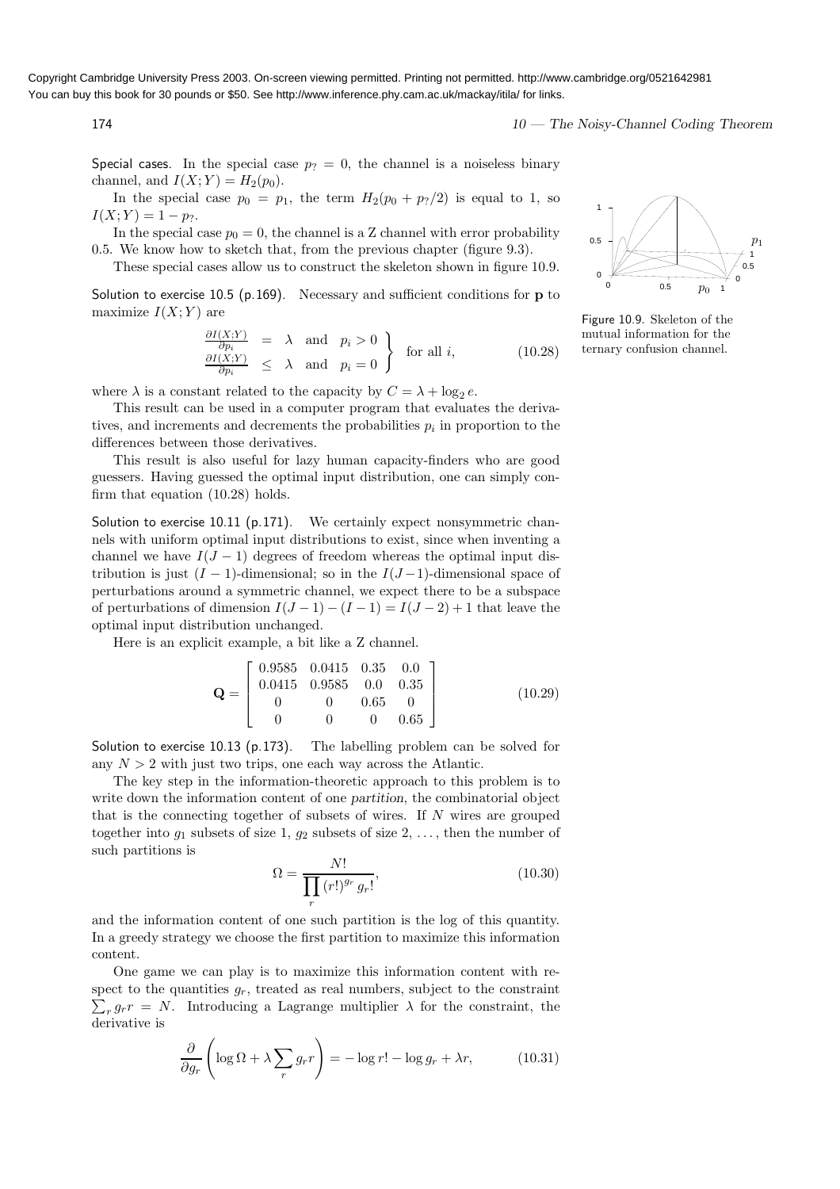Copyright Cambridge University Press 2003. On-screen viewing permitted. Printing not permitted. http://www.cambridge.org/0521642981
You can buy this book for 30 pounds or $50. See http://www.inference.phy.cam.ac.uk/mackay/itila/ for links.

Special cases. In the special case $p_? = 0$, the channel is a noiseless binary channel, and $I(X;Y) = H_2(p_0)$.

In the special case $p_0 = p_1$, the term $H_2(p_0 + p_?/2)$ is equal to 1, so $I(X;Y) = 1 - p_?$.

In the special case $p_0 = 0$, the channel is a Z channel with error probability 0.5. We know how to sketch that, from the previous chapter (figure 9.3).

These special cases allow us to construct the skeleton shown in figure 10.9.

Figure 10.9. Skeleton of the mutual information for the ternary confusion channel.

Solution to exercise 10.5 (p.169). Necessary and sufficient conditions for $\mathbf{p}$ to maximize $I(X;Y)$ are

$$\left.\begin{array}{lll} \frac{\partial I(X;Y)}{\partial p_i} & = \lambda & \text{and} \quad p_i > 0 \\ \frac{\partial I(X;Y)}{\partial p_i} & \leq \lambda & \text{and} \quad p_i = 0 \end{array}\right\} \quad \text{for all } i, \tag{10.28}$$

where $\lambda$ is a constant related to the capacity by $C = \lambda + \log_2 e$.

This result can be used in a computer program that evaluates the derivatives, and increments and decrements the probabilities $p_i$ in proportion to the differences between those derivatives.

This result is also useful for lazy human capacity-finders who are good guessers. Having guessed the optimal input distribution, one can simply confirm that equation (10.28) holds.

Solution to exercise 10.11 (p.171). We certainly expect nonsymmetric channels with uniform optimal input distributions to exist, since when inventing a channel we have $I(J-1)$ degrees of freedom whereas the optimal input distribution is just $(I-1)$-dimensional; so in the $I(J-1)$-dimensional space of perturbations around a symmetric channel, we expect there to be a subspace of perturbations of dimension $I(J-1) - (I-1) = I(J-2) + 1$ that leave the optimal input distribution unchanged.

Here is an explicit example, a bit like a Z channel.

$$\mathbf{Q} = \left[ \begin{array}{cccc} 0.9585 & 0.0415 & 0.35 & 0.0 \\ 0.0415 & 0.9585 & 0.0 & 0.35 \\ 0 & 0 & 0.65 & 0 \\ 0 & 0 & 0 & 0.65 \end{array} \right] \tag{10.29}$$

Solution to exercise 10.13 (p.173). The labelling problem can be solved for any $N > 2$ with just two trips, one each way across the Atlantic.

The key step in the information-theoretic approach to this problem is to write down the information content of one *partition*, the combinatorial object that is the connecting together of subsets of wires. If $N$ wires are grouped together into $g_1$ subsets of size 1, $g_2$ subsets of size 2, ..., then the number of such partitions is

$$\Omega = \frac{N!}{\prod_r (r!)^{g_r} g_r!}, \tag{10.30}$$

and the information content of one such partition is the log of this quantity. In a greedy strategy we choose the first partition to maximize this information content.

One game we can play is to maximize this information content with respect to the quantities $g_r$, treated as real numbers, subject to the constraint $\sum_r g_r r = N$. Introducing a Lagrange multiplier $\lambda$ for the constraint, the derivative is

$$\frac{\partial}{\partial g_r}\left(\log \Omega + \lambda \sum_r g_r r\right) = -\log r! - \log g_r + \lambda r, \tag{10.31}$$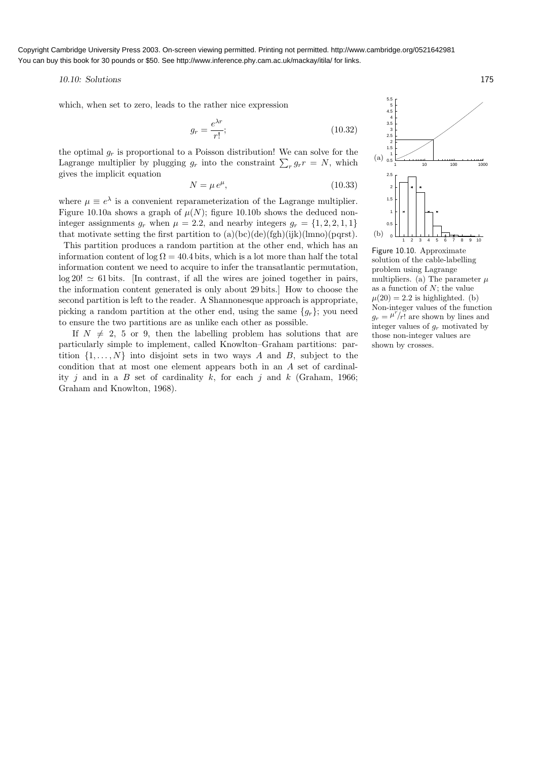which, when set to zero, leads to the rather nice expression

$$g_r = \frac{e^{\lambda r}}{r!}; \tag{10.32}$$

the optimal $g_r$ is proportional to a Poisson distribution! We can solve for the Lagrange multiplier by plugging $g_r$ into the constraint $\sum_r g_r r = N$, which gives the implicit equation

$$N = \mu \, e^{\mu}, \tag{10.33}$$

where $\mu \equiv e^{\lambda}$ is a convenient reparameterization of the Lagrange multiplier. Figure 10.10a shows a graph of $\mu(N)$; figure 10.10b shows the deduced non-integer assignments $g_r$ when $\mu = 2.2$, and nearby integers $g_r = \{1, 2, 2, 1, 1\}$ that motivate setting the first partition to (a)(bc)(de)(fgh)(ijk)(lmno)(pqrst).

This partition produces a random partition at the other end, which has an information content of $\log \Omega = 40.4$ bits, which is a lot more than half the total information content we need to acquire to infer the transatlantic permutation, $\log 20! \simeq 61$ bits. [In contrast, if all the wires are joined together in pairs, the information content generated is only about 29 bits.] How to choose the second partition is left to the reader. A Shannonesque approach is appropriate, picking a random partition at the other end, using the same $\{g_r\}$; you need to ensure the two partitions are as unlike each other as possible.

If $N \neq 2$, 5 or 9, then the labelling problem has solutions that are particularly simple to implement, called Knowlton–Graham partitions: partition $\{1, \ldots, N\}$ into disjoint sets in two ways $A$ and $B$, subject to the condition that at most one element appears both in an $A$ set of cardinality $j$ and in a $B$ set of cardinality $k$, for each $j$ and $k$ (Graham, 1966; Graham and Knowlton, 1968).

(a)
5.5
5
4.5
4
3.5
3
2.5
2
1.5
1
0.5
1 10 100 1000

(b)
2.5
2
1.5
1
0.5
0
1 2 3 4 5 6 7 8 9 10

Figure 10.10. Approximate solution of the cable-labelling problem using Lagrange multipliers. (a) The parameter $\mu$ as a function of $N$; the value $\mu(20) = 2.2$ is highlighted. (b) Non-integer values of the function $g_r = \mu^r/r!$ are shown by lines and integer values of $g_r$ motivated by those non-integer values are shown by crosses.